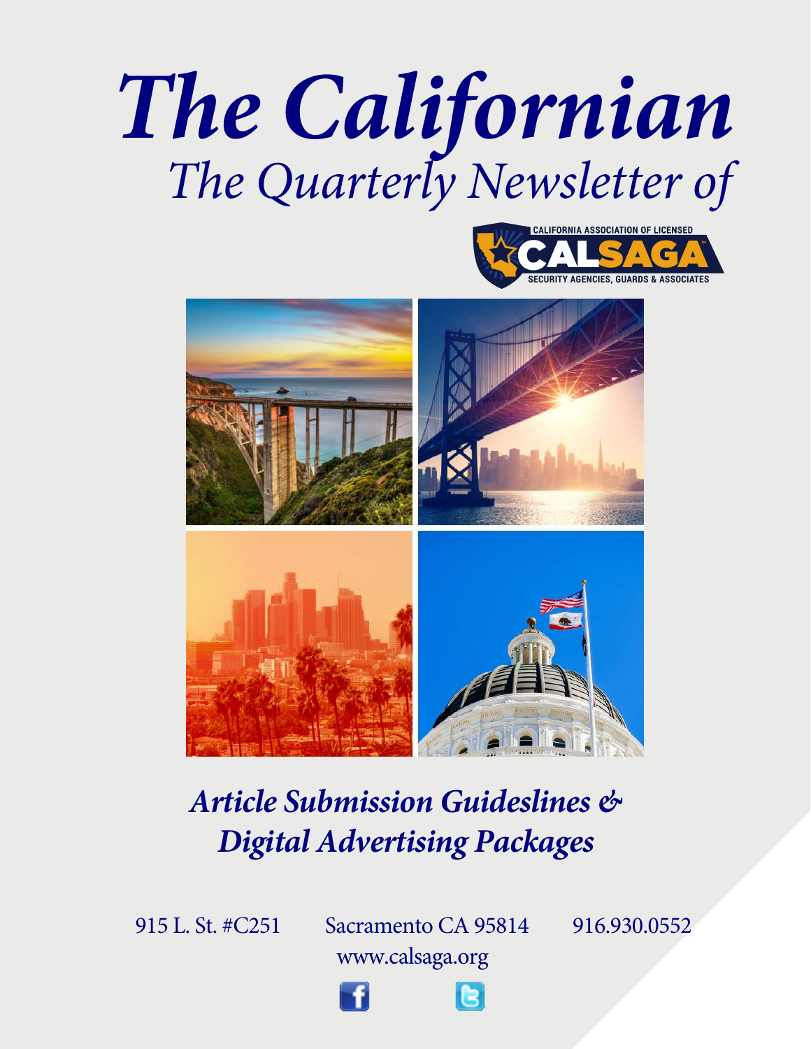# *The Californian*

## *The Quarterly Newsletter of*

CALIFORNIA ASSOCIATION OF LICENSED
CALSAGA
SECURITY AGENCIES, GUARDS & ASSOCIATES

## *Article Submission Guideslines & Digital Advertising Packages*

915 L. St. #C251 Sacramento CA 95814 916.930.0552

www.calsaga.org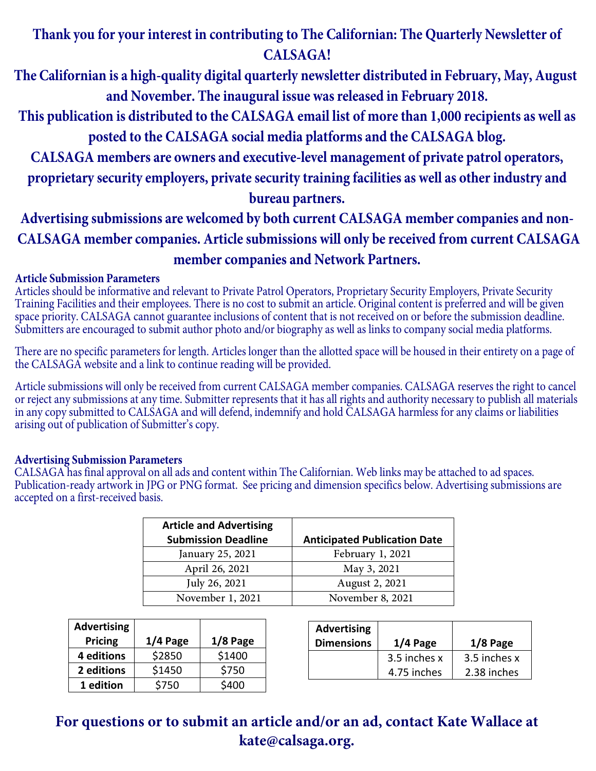**Thank you for your interest in contributing to The Californian: The Quarterly Newsletter of CALSAGA!**

**The Californian is a high-quality digital quarterly newsletter distributed in February, May, August and November. The inaugural issue was released in February 2018.**

**This publication is distributed to the CALSAGA email list of more than 1,000 recipients as well as posted to the CALSAGA social media platforms and the CALSAGA blog.**

**CALSAGA members are owners and executive-level management of private patrol operators, proprietary security employers, private security training facilities as well as other industry and bureau partners.**

**Advertising submissions are welcomed by both current CALSAGA member companies and non-CALSAGA member companies. Article submissions will only be received from current CALSAGA member companies and Network Partners.**

**Article Submission Parameters**

Articles should be informative and relevant to Private Patrol Operators, Proprietary Security Employers, Private Security Training Facilities and their employees. There is no cost to submit an article. Original content is preferred and will be given space priority. CALSAGA cannot guarantee inclusions of content that is not received on or before the submission deadline. Submitters are encouraged to submit author photo and/or biography as well as links to company social media platforms.

There are no specific parameters for length. Articles longer than the allotted space will be housed in their entirety on a page of the CALSAGA website and a link to continue reading will be provided.

Article submissions will only be received from current CALSAGA member companies. CALSAGA reserves the right to cancel or reject any submissions at any time. Submitter represents that it has all rights and authority necessary to publish all materials in any copy submitted to CALSAGA and will defend, indemnify and hold CALSAGA harmless for any claims or liabilities arising out of publication of Submitter's copy.

**Advertising Submission Parameters**

CALSAGA has final approval on all ads and content within The Californian. Web links may be attached to ad spaces. Publication-ready artwork in JPG or PNG format. See pricing and dimension specifics below. Advertising submissions are accepted on a first-received basis.

| Article and Advertising Submission Deadline | Anticipated Publication Date |
|---|---|
| January 25, 2021 | February 1, 2021 |
| April 26, 2021 | May 3, 2021 |
| July 26, 2021 | August 2, 2021 |
| November 1, 2021 | November 8, 2021 |

| Advertising Pricing | 1/4 Page | 1/8 Page |
|---|---|---|
| **4 editions** | $2850 | $1400 |
| **2 editions** | $1450 | $750 |
| **1 edition** | $750 | $400 |

| Advertising Dimensions | 1/4 Page | 1/8 Page |
|---|---|---|
| | 3.5 inches x 4.75 inches | 3.5 inches x 2.38 inches |

**For questions or to submit an article and/or an ad, contact Kate Wallace at kate@calsaga.org.**